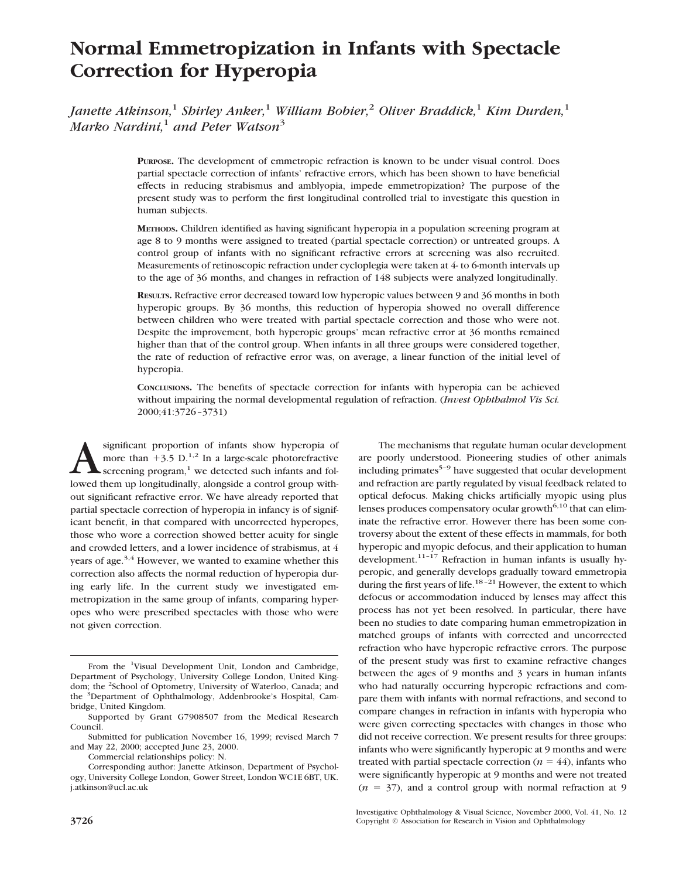# Normal Emmetropization in Infants with Spectacle Correction for Hyperopia

*Janette Atkinson,*[1] *Shirley Anker,*[1] *William Bobier,*[2] *Oliver Braddick,*[1] *Kim Durden,*[1] *Marko Nardini,*[1] *and Peter Watson*[3]

**PURPOSE.** The development of emmetropic refraction is known to be under visual control. Does partial spectacle correction of infants' refractive errors, which has been shown to have beneficial effects in reducing strabismus and amblyopia, impede emmetropization? The purpose of the present study was to perform the first longitudinal controlled trial to investigate this question in human subjects.

**METHODS.** Children identified as having significant hyperopia in a population screening program at age 8 to 9 months were assigned to treated (partial spectacle correction) or untreated groups. A control group of infants with no significant refractive errors at screening was also recruited. Measurements of retinoscopic refraction under cycloplegia were taken at 4- to 6-month intervals up to the age of 36 months, and changes in refraction of 148 subjects were analyzed longitudinally.

**RESULTS.** Refractive error decreased toward low hyperopic values between 9 and 36 months in both hyperopic groups. By 36 months, this reduction of hyperopia showed no overall difference between children who were treated with partial spectacle correction and those who were not. Despite the improvement, both hyperopic groups' mean refractive error at 36 months remained higher than that of the control group. When infants in all three groups were considered together, the rate of reduction of refractive error was, on average, a linear function of the initial level of hyperopia.

**CONCLUSIONS.** The benefits of spectacle correction for infants with hyperopia can be achieved without impairing the normal developmental regulation of refraction. (*Invest Ophthalmol Vis Sci.* 2000;41:3726–3731)

A significant proportion of infants show hyperopia of more than +3.5 D.[1,2] In a large-scale photorefractive screening program,[1] we detected such infants and followed them up longitudinally, alongside a control group without significant refractive error. We have already reported that partial spectacle correction of hyperopia in infancy is of significant benefit, in that compared with uncorrected hyperopes, those who wore a correction showed better acuity for single and crowded letters, and a lower incidence of strabismus, at 4 years of age.[3,4] However, we wanted to examine whether this correction also affects the normal reduction of hyperopia during early life. In the current study we investigated emmetropization in the same group of infants, comparing hyperopes who were prescribed spectacles with those who were not given correction.

The mechanisms that regulate human ocular development are poorly understood. Pioneering studies of other animals including primates[5–9] have suggested that ocular development and refraction are partly regulated by visual feedback related to optical defocus. Making chicks artificially myopic using plus lenses produces compensatory ocular growth[6,10] that can eliminate the refractive error. However there has been some controversy about the extent of these effects in mammals, for both hyperopic and myopic defocus, and their application to human development.[11–17] Refraction in human infants is usually hyperopic, and generally develops gradually toward emmetropia during the first years of life.[18–21] However, the extent to which defocus or accommodation induced by lenses may affect this process has not yet been resolved. In particular, there have been no studies to date comparing human emmetropization in matched groups of infants with corrected and uncorrected refraction who have hyperopic refractive errors. The purpose of the present study was first to examine refractive changes between the ages of 9 months and 3 years in human infants who had naturally occurring hyperopic refractions and compare them with infants with normal refractions, and second to compare changes in refraction in infants with hyperopia who were given correcting spectacles with changes in those who did not receive correction. We present results for three groups: infants who were significantly hyperopic at 9 months and were treated with partial spectacle correction ($n = 44$), infants who were significantly hyperopic at 9 months and were not treated ($n = 37$), and a control group with normal refraction at 9

---

From the [1]Visual Development Unit, London and Cambridge, Department of Psychology, University College London, United Kingdom; the [2]School of Optometry, University of Waterloo, Canada; and the [3]Department of Ophthalmology, Addenbrooke's Hospital, Cambridge, United Kingdom.

Supported by Grant G7908507 from the Medical Research Council.

Submitted for publication November 16, 1999; revised March 7 and May 22, 2000; accepted June 23, 2000.

Commercial relationships policy: N.

Corresponding author: Janette Atkinson, Department of Psychology, University College London, Gower Street, London WC1E 6BT, UK. j.atkinson@ucl.ac.uk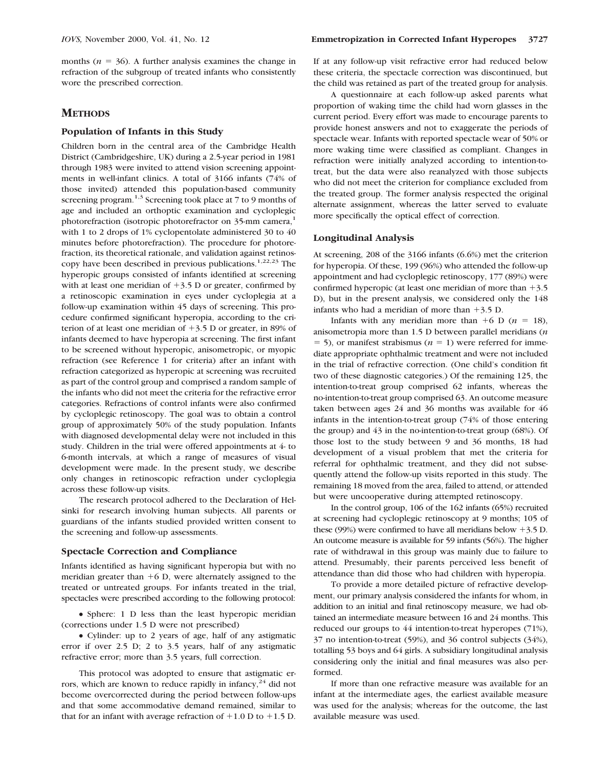months ($n = 36$). A further analysis examines the change in refraction of the subgroup of treated infants who consistently wore the prescribed correction.

## METHODS

### Population of Infants in this Study

Children born in the central area of the Cambridge Health District (Cambridgeshire, UK) during a 2.5-year period in 1981 through 1983 were invited to attend vision screening appointments in well-infant clinics. A total of 3166 infants (74% of those invited) attended this population-based community screening program.[1,3] Screening took place at 7 to 9 months of age and included an orthoptic examination and cycloplegic photorefraction (isotropic photorefractor on 35-mm camera,[1] with 1 to 2 drops of 1% cyclopentolate administered 30 to 40 minutes before photorefraction). The procedure for photorefraction, its theoretical rationale, and validation against retinoscopy have been described in previous publications.[1,22,23] The hyperopic groups consisted of infants identified at screening with at least one meridian of +3.5 D or greater, confirmed by a retinoscopic examination in eyes under cycloplegia at a follow-up examination within 45 days of screening. This procedure confirmed significant hyperopia, according to the criterion of at least one meridian of +3.5 D or greater, in 89% of infants deemed to have hyperopia at screening. The first infant to be screened without hyperopic, anisometropic, or myopic refraction (see Reference 1 for criteria) after an infant with refraction categorized as hyperopic at screening was recruited as part of the control group and comprised a random sample of the infants who did not meet the criteria for the refractive error categories. Refractions of control infants were also confirmed by cycloplegic retinoscopy. The goal was to obtain a control group of approximately 50% of the study population. Infants with diagnosed developmental delay were not included in this study. Children in the trial were offered appointments at 4- to 6-month intervals, at which a range of measures of visual development were made. In the present study, we describe only changes in retinoscopic refraction under cycloplegia across these follow-up visits.

The research protocol adhered to the Declaration of Helsinki for research involving human subjects. All parents or guardians of the infants studied provided written consent to the screening and follow-up assessments.

### Spectacle Correction and Compliance

Infants identified as having significant hyperopia but with no meridian greater than +6 D, were alternately assigned to the treated or untreated groups. For infants treated in the trial, spectacles were prescribed according to the following protocol:

- Sphere: 1 D less than the least hyperopic meridian (corrections under 1.5 D were not prescribed)
- Cylinder: up to 2 years of age, half of any astigmatic error if over 2.5 D; 2 to 3.5 years, half of any astigmatic refractive error; more than 3.5 years, full correction.

This protocol was adopted to ensure that astigmatic errors, which are known to reduce rapidly in infancy,[24] did not become overcorrected during the period between follow-ups and that some accommodative demand remained, similar to that for an infant with average refraction of +1.0 D to +1.5 D. If at any follow-up visit refractive error had reduced below these criteria, the spectacle correction was discontinued, but the child was retained as part of the treated group for analysis.

A questionnaire at each follow-up asked parents what proportion of waking time the child had worn glasses in the current period. Every effort was made to encourage parents to provide honest answers and not to exaggerate the periods of spectacle wear. Infants with reported spectacle wear of 50% or more waking time were classified as compliant. Changes in refraction were initially analyzed according to intention-to-treat, but the data were also reanalyzed with those subjects who did not meet the criterion for compliance excluded from the treated group. The former analysis respected the original alternate assignment, whereas the latter served to evaluate more specifically the optical effect of correction.

### Longitudinal Analysis

At screening, 208 of the 3166 infants (6.6%) met the criterion for hyperopia. Of these, 199 (96%) who attended the follow-up appointment and had cycloplegic retinoscopy, 177 (89%) were confirmed hyperopic (at least one meridian of more than +3.5 D), but in the present analysis, we considered only the 148 infants who had a meridian of more than +3.5 D.

Infants with any meridian more than +6 D ($n = 18$), anisometropia more than 1.5 D between parallel meridians ($n = 5$), or manifest strabismus ($n = 1$) were referred for immediate appropriate ophthalmic treatment and were not included in the trial of refractive correction. (One child's condition fit two of these diagnostic categories.) Of the remaining 125, the intention-to-treat group comprised 62 infants, whereas the no-intention-to-treat group comprised 63. An outcome measure taken between ages 24 and 36 months was available for 46 infants in the intention-to-treat group (74% of those entering the group) and 43 in the no-intention-to-treat group (68%). Of those lost to the study between 9 and 36 months, 18 had development of a visual problem that met the criteria for referral for ophthalmic treatment, and they did not subsequently attend the follow-up visits reported in this study. The remaining 18 moved from the area, failed to attend, or attended but were uncooperative during attempted retinoscopy.

In the control group, 106 of the 162 infants (65%) recruited at screening had cycloplegic retinoscopy at 9 months; 105 of these (99%) were confirmed to have all meridians below +3.5 D. An outcome measure is available for 59 infants (56%). The higher rate of withdrawal in this group was mainly due to failure to attend. Presumably, their parents perceived less benefit of attendance than did those who had children with hyperopia.

To provide a more detailed picture of refractive development, our primary analysis considered the infants for whom, in addition to an initial and final retinoscopy measure, we had obtained an intermediate measure between 16 and 24 months. This reduced our groups to 44 intention-to-treat hyperopes (71%), 37 no intention-to-treat (59%), and 36 control subjects (34%), totalling 53 boys and 64 girls. A subsidiary longitudinal analysis considering only the initial and final measures was also performed.

If more than one refractive measure was available for an infant at the intermediate ages, the earliest available measure was used for the analysis; whereas for the outcome, the last available measure was used.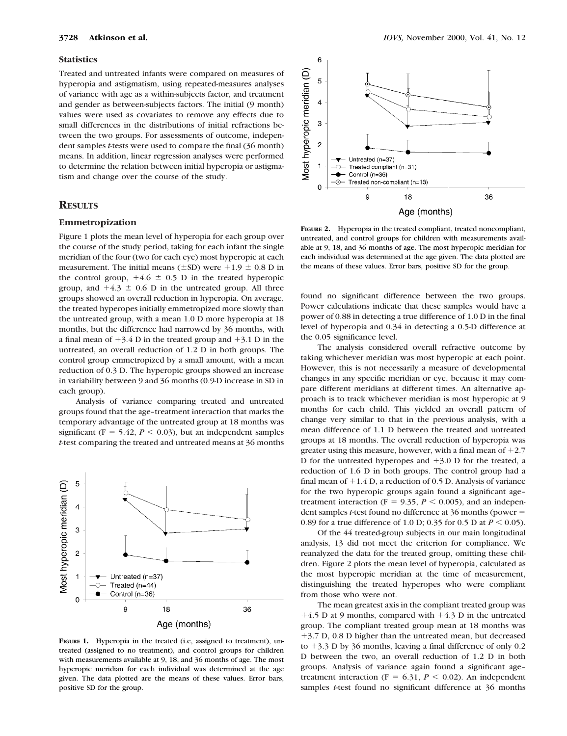### Statistics

Treated and untreated infants were compared on measures of hyperopia and astigmatism, using repeated-measures analyses of variance with age as a within-subjects factor, and treatment and gender as between-subjects factors. The initial (9 month) values were used as covariates to remove any effects due to small differences in the distributions of initial refractions between the two groups. For assessments of outcome, independent samples *t*-tests were used to compare the final (36 month) means. In addition, linear regression analyses were performed to determine the relation between initial hyperopia or astigmatism and change over the course of the study.

## RESULTS

### Emmetropization

Figure 1 plots the mean level of hyperopia for each group over the course of the study period, taking for each infant the single meridian of the four (two for each eye) most hyperopic at each measurement. The initial means (±SD) were +1.9 ± 0.8 D in the control group, +4.6 ± 0.5 D in the treated hyperopic group, and +4.3 ± 0.6 D in the untreated group. All three groups showed an overall reduction in hyperopia. On average, the treated hyperopes initially emmetropized more slowly than the untreated group, with a mean 1.0 D more hyperopia at 18 months, but the difference had narrowed by 36 months, with a final mean of +3.4 D in the treated group and +3.1 D in the untreated, an overall reduction of 1.2 D in both groups. The control group emmetropized by a small amount, with a mean reduction of 0.3 D. The hyperopic groups showed an increase in variability between 9 and 36 months (0.9-D increase in SD in each group).

Analysis of variance comparing treated and untreated groups found that the age–treatment interaction that marks the temporary advantage of the untreated group at 18 months was significant ($F = 5.42$, $P < 0.03$), but an independent samples *t*-test comparing the treated and untreated means at 36 months found no significant difference between the two groups. Power calculations indicate that these samples would have a power of 0.88 in detecting a true difference of 1.0 D in the final level of hyperopia and 0.34 in detecting a 0.5-D difference at the 0.05 significance level.

**FIGURE 1.** Hyperopia in the treated (i.e, assigned to treatment), untreated (assigned to no treatment), and control groups for children with measurements available at 9, 18, and 36 months of age. The most hyperopic meridian for each individual was determined at the age given. The data plotted are the means of these values. Error bars, positive SD for the group.

**FIGURE 2.** Hyperopia in the treated compliant, treated noncompliant, untreated, and control groups for children with measurements available at 9, 18, and 36 months of age. The most hyperopic meridian for each individual was determined at the age given. The data plotted are the means of these values. Error bars, positive SD for the group.

The analysis considered overall refractive outcome by taking whichever meridian was most hyperopic at each point. However, this is not necessarily a measure of developmental changes in any specific meridian or eye, because it may compare different meridians at different times. An alternative approach is to track whichever meridian is most hyperopic at 9 months for each child. This yielded an overall pattern of change very similar to that in the previous analysis, with a mean difference of 1.1 D between the treated and untreated groups at 18 months. The overall reduction of hyperopia was greater using this measure, however, with a final mean of +2.7 D for the untreated hyperopes and +3.0 D for the treated, a reduction of 1.6 D in both groups. The control group had a final mean of +1.4 D, a reduction of 0.5 D. Analysis of variance for the two hyperopic groups again found a significant age–treatment interaction ($F = 9.35$, $P < 0.005$), and an independent samples *t*-test found no difference at 36 months (power = 0.89 for a true difference of 1.0 D; 0.35 for 0.5 D at $P < 0.05$).

Of the 44 treated-group subjects in our main longitudinal analysis, 13 did not meet the criterion for compliance. We reanalyzed the data for the treated group, omitting these children. Figure 2 plots the mean level of hyperopia, calculated as the most hyperopic meridian at the time of measurement, distinguishing the treated hyperopes who were compliant from those who were not.

The mean greatest axis in the compliant treated group was +4.5 D at 9 months, compared with +4.3 D in the untreated group. The compliant treated group mean at 18 months was +3.7 D, 0.8 D higher than the untreated mean, but decreased to +3.3 D by 36 months, leaving a final difference of only 0.2 D between the two, an overall reduction of 1.2 D in both groups. Analysis of variance again found a significant age–treatment interaction ($F = 6.31$, $P < 0.02$). An independent samples *t*-test found no significant difference at 36 months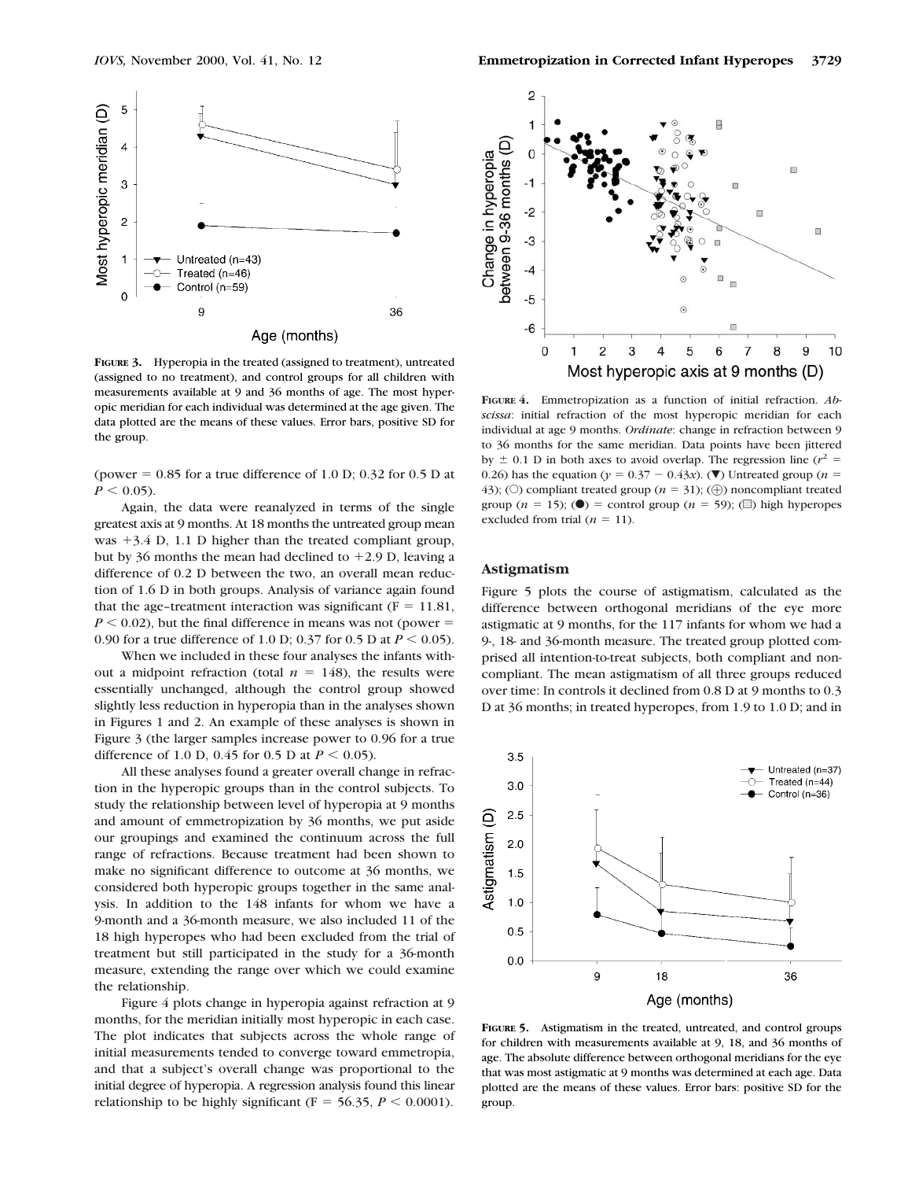**FIGURE 3.** Hyperopia in the treated (assigned to treatment), untreated (assigned to no treatment), and control groups for all children with measurements available at 9 and 36 months of age. The most hyperopic meridian for each individual was determined at the age given. The data plotted are the means of these values. Error bars, positive SD for the group.

(power = 0.85 for a true difference of 1.0 D; 0.32 for 0.5 D at $P < 0.05$).

Again, the data were reanalyzed in terms of the single greatest axis at 9 months. At 18 months the untreated group mean was +3.4 D, 1.1 D higher than the treated compliant group, but by 36 months the mean had declined to +2.9 D, leaving a difference of 0.2 D between the two, an overall mean reduction of 1.6 D in both groups. Analysis of variance again found that the age–treatment interaction was significant ($F = 11.81$, $P < 0.02$), but the final difference in means was not (power = 0.90 for a true difference of 1.0 D; 0.37 for 0.5 D at $P < 0.05$).

When we included in these four analyses the infants without a midpoint refraction (total $n = 148$), the results were essentially unchanged, although the control group showed slightly less reduction in hyperopia than in the analyses shown in Figures 1 and 2. An example of these analyses is shown in Figure 3 (the larger samples increase power to 0.96 for a true difference of 1.0 D, 0.45 for 0.5 D at $P < 0.05$).

All these analyses found a greater overall change in refraction in the hyperopic groups than in the control subjects. To study the relationship between level of hyperopia at 9 months and amount of emmetropization by 36 months, we put aside our groupings and examined the continuum across the full range of refractions. Because treatment had been shown to make no significant difference to outcome at 36 months, we considered both hyperopic groups together in the same analysis. In addition to the 148 infants for whom we have a 9-month and a 36-month measure, we also included 11 of the 18 high hyperopes who had been excluded from the trial of treatment but still participated in the study for a 36-month measure, extending the range over which we could examine the relationship.

Figure 4 plots change in hyperopia against refraction at 9 months, for the meridian initially most hyperopic in each case. The plot indicates that subjects across the whole range of initial measurements tended to converge toward emmetropia, and that a subject's overall change was proportional to the initial degree of hyperopia. A regression analysis found this linear relationship to be highly significant ($F = 56.35$, $P < 0.0001$).

**FIGURE 4.** Emmetropization as a function of initial refraction. *Abscissa*: initial refraction of the most hyperopic meridian for each individual at age 9 months. *Ordinate*: change in refraction between 9 to 36 months for the same meridian. Data points have been jittered by ± 0.1 D in both axes to avoid overlap. The regression line ($r^2 = 0.26$) has the equation ($y = 0.37 - 0.43x$). (▼) Untreated group ($n = 43$); (○) compliant treated group ($n = 31$); (⊕) noncompliant treated group ($n = 15$); (●) = control group ($n = 59$); (▨) high hyperopes excluded from trial ($n = 11$).

## Astigmatism

Figure 5 plots the course of astigmatism, calculated as the difference between orthogonal meridians of the eye more astigmatic at 9 months, for the 117 infants for whom we had a 9-, 18- and 36-month measure. The treated group plotted comprised all intention-to-treat subjects, both compliant and noncompliant. The mean astigmatism of all three groups reduced over time: In controls it declined from 0.8 D at 9 months to 0.3 D at 36 months; in treated hyperopes, from 1.9 to 1.0 D; and in

**FIGURE 5.** Astigmatism in the treated, untreated, and control groups for children with measurements available at 9, 18, and 36 months of age. The absolute difference between orthogonal meridians for the eye that was most astigmatic at 9 months was determined at each age. Data plotted are the means of these values. Error bars: positive SD for the group.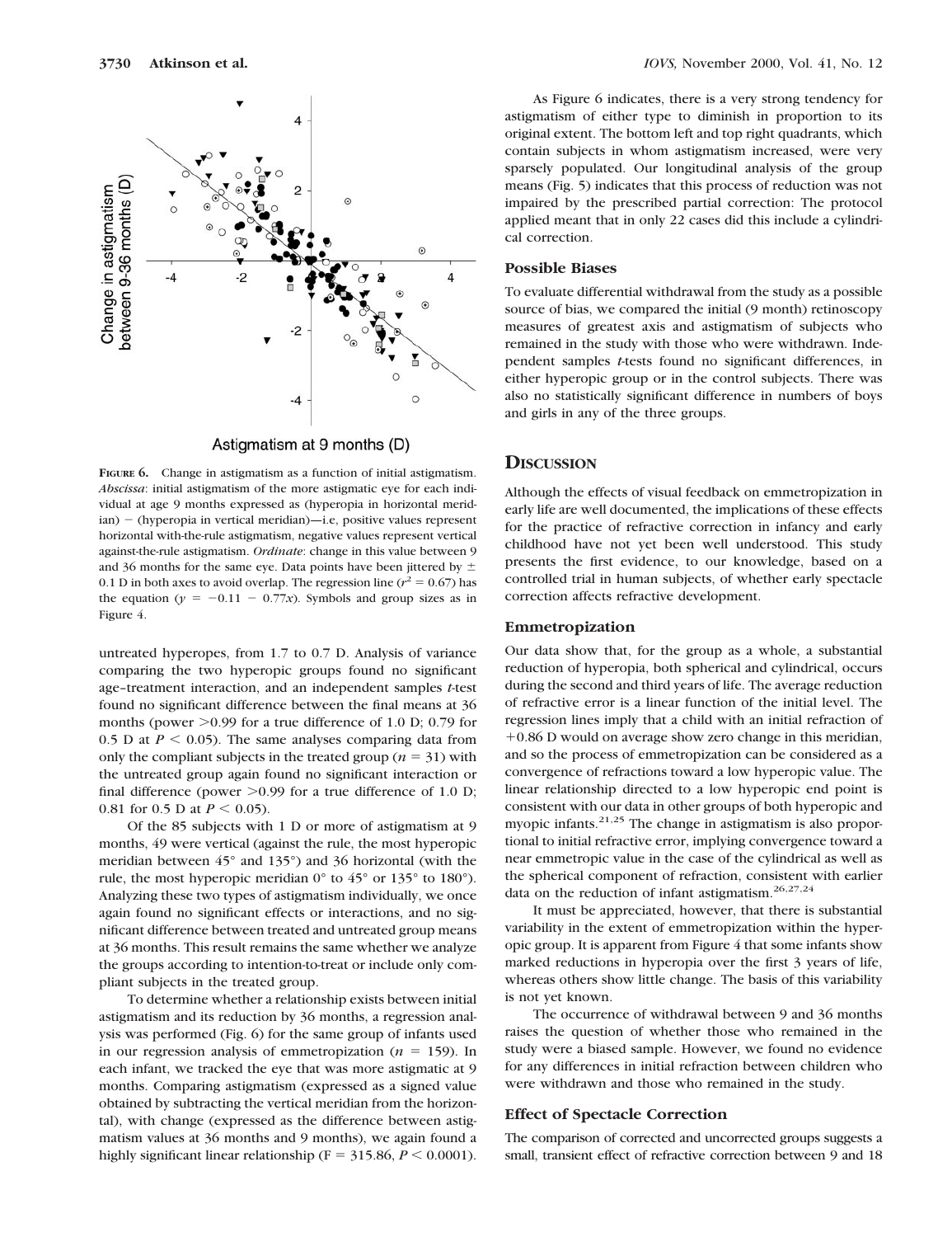FIGURE 6. Change in astigmatism as a function of initial astigmatism. *Abscissa*: initial astigmatism of the more astigmatic eye for each individual at age 9 months expressed as (hyperopia in horizontal meridian) − (hyperopia in vertical meridian)—i.e, positive values represent horizontal with-the-rule astigmatism, negative values represent vertical against-the-rule astigmatism. *Ordinate*: change in this value between 9 and 36 months for the same eye. Data points have been jittered by ± 0.1 D in both axes to avoid overlap. The regression line ($r^2 = 0.67$) has the equation ($y = -0.11 - 0.77x$). Symbols and group sizes as in Figure 4.

untreated hyperopes, from 1.7 to 0.7 D. Analysis of variance comparing the two hyperopic groups found no significant age–treatment interaction, and an independent samples *t*-test found no significant difference between the final means at 36 months (power >0.99 for a true difference of 1.0 D; 0.79 for 0.5 D at $P < 0.05$). The same analyses comparing data from only the compliant subjects in the treated group ($n = 31$) with the untreated group again found no significant interaction or final difference (power >0.99 for a true difference of 1.0 D; 0.81 for 0.5 D at $P < 0.05$).

Of the 85 subjects with 1 D or more of astigmatism at 9 months, 49 were vertical (against the rule, the most hyperopic meridian between 45° and 135°) and 36 horizontal (with the rule, the most hyperopic meridian 0° to 45° or 135° to 180°). Analyzing these two types of astigmatism individually, we once again found no significant effects or interactions, and no significant difference between treated and untreated group means at 36 months. This result remains the same whether we analyze the groups according to intention-to-treat or include only compliant subjects in the treated group.

To determine whether a relationship exists between initial astigmatism and its reduction by 36 months, a regression analysis was performed (Fig. 6) for the same group of infants used in our regression analysis of emmetropization ($n = 159$). In each infant, we tracked the eye that was more astigmatic at 9 months. Comparing astigmatism (expressed as a signed value obtained by subtracting the vertical meridian from the horizontal), with change (expressed as the difference between astigmatism values at 36 months and 9 months), we again found a highly significant linear relationship ($F = 315.86$, $P < 0.0001$).

As Figure 6 indicates, there is a very strong tendency for astigmatism of either type to diminish in proportion to its original extent. The bottom left and top right quadrants, which contain subjects in whom astigmatism increased, were very sparsely populated. Our longitudinal analysis of the group means (Fig. 5) indicates that this process of reduction was not impaired by the prescribed partial correction: The protocol applied meant that in only 22 cases did this include a cylindrical correction.

### Possible Biases

To evaluate differential withdrawal from the study as a possible source of bias, we compared the initial (9 month) retinoscopy measures of greatest axis and astigmatism of subjects who remained in the study with those who were withdrawn. Independent samples *t*-tests found no significant differences, in either hyperopic group or in the control subjects. There was also no statistically significant difference in numbers of boys and girls in any of the three groups.

## DISCUSSION

Although the effects of visual feedback on emmetropization in early life are well documented, the implications of these effects for the practice of refractive correction in infancy and early childhood have not yet been well understood. This study presents the first evidence, to our knowledge, based on a controlled trial in human subjects, of whether early spectacle correction affects refractive development.

### Emmetropization

Our data show that, for the group as a whole, a substantial reduction of hyperopia, both spherical and cylindrical, occurs during the second and third years of life. The average reduction of refractive error is a linear function of the initial level. The regression lines imply that a child with an initial refraction of +0.86 D would on average show zero change in this meridian, and so the process of emmetropization can be considered as a convergence of refractions toward a low hyperopic value. The linear relationship directed to a low hyperopic end point is consistent with our data in other groups of both hyperopic and myopic infants.[21,25] The change in astigmatism is also proportional to initial refractive error, implying convergence toward a near emmetropic value in the case of the cylindrical as well as the spherical component of refraction, consistent with earlier data on the reduction of infant astigmatism.[26,27,24]

It must be appreciated, however, that there is substantial variability in the extent of emmetropization within the hyperopic group. It is apparent from Figure 4 that some infants show marked reductions in hyperopia over the first 3 years of life, whereas others show little change. The basis of this variability is not yet known.

The occurrence of withdrawal between 9 and 36 months raises the question of whether those who remained in the study were a biased sample. However, we found no evidence for any differences in initial refraction between children who were withdrawn and those who remained in the study.

### Effect of Spectacle Correction

The comparison of corrected and uncorrected groups suggests a small, transient effect of refractive correction between 9 and 18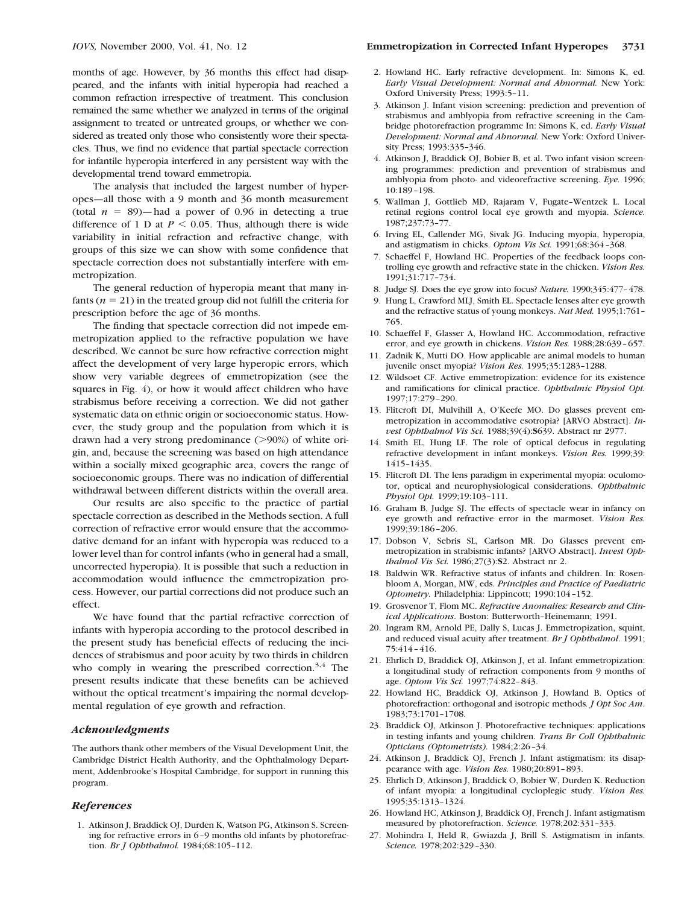months of age. However, by 36 months this effect had disappeared, and the infants with initial hyperopia had reached a common refraction irrespective of treatment. This conclusion remained the same whether we analyzed in terms of the original assignment to treated or untreated groups, or whether we considered as treated only those who consistently wore their spectacles. Thus, we find no evidence that partial spectacle correction for infantile hyperopia interfered in any persistent way with the developmental trend toward emmetropia.

The analysis that included the largest number of hyperopes—all those with a 9 month and 36 month measurement (total $n = 89$)—had a power of 0.96 in detecting a true difference of 1 D at $P < 0.05$. Thus, although there is wide variability in initial refraction and refractive change, with groups of this size we can show with some confidence that spectacle correction does not substantially interfere with emmetropization.

The general reduction of hyperopia meant that many infants ($n = 21$) in the treated group did not fulfill the criteria for prescription before the age of 36 months.

The finding that spectacle correction did not impede emmetropization applied to the refractive population we have described. We cannot be sure how refractive correction might affect the development of very large hyperopic errors, which show very variable degrees of emmetropization (see the squares in Fig. 4), or how it would affect children who have strabismus before receiving a correction. We did not gather systematic data on ethnic origin or socioeconomic status. However, the study group and the population from which it is drawn had a very strong predominance (>90%) of white origin, and, because the screening was based on high attendance within a socially mixed geographic area, covers the range of socioeconomic groups. There was no indication of differential withdrawal between different districts within the overall area.

Our results are also specific to the practice of partial spectacle correction as described in the Methods section. A full correction of refractive error would ensure that the accommodative demand for an infant with hyperopia was reduced to a lower level than for control infants (who in general had a small, uncorrected hyperopia). It is possible that such a reduction in accommodation would influence the emmetropization process. However, our partial corrections did not produce such an effect.

We have found that the partial refractive correction of infants with hyperopia according to the protocol described in the present study has beneficial effects of reducing the incidences of strabismus and poor acuity by two thirds in children who comply in wearing the prescribed correction.[3,4] The present results indicate that these benefits can be achieved without the optical treatment's impairing the normal developmental regulation of eye growth and refraction.

### *Acknowledgments*

The authors thank other members of the Visual Development Unit, the Cambridge District Health Authority, and the Ophthalmology Department, Addenbrooke's Hospital Cambridge, for support in running this program.

### *References*

1. Atkinson J, Braddick OJ, Durden K, Watson PG, Atkinson S. Screening for refractive errors in 6–9 months old infants by photorefraction. *Br J Ophthalmol.* 1984;68:105–112.
2. Howland HC. Early refractive development. In: Simons K, ed. *Early Visual Development: Normal and Abnormal.* New York: Oxford University Press; 1993:5–11.
3. Atkinson J. Infant vision screening: prediction and prevention of strabismus and amblyopia from refractive screening in the Cambridge photorefraction programme In: Simons K, ed. *Early Visual Development: Normal and Abnormal.* New York: Oxford University Press; 1993:335–346.
4. Atkinson J, Braddick OJ, Bobier B, et al. Two infant vision screening programmes: prediction and prevention of strabismus and amblyopia from photo- and videorefractive screening. *Eye.* 1996; 10:189–198.
5. Wallman J, Gottlieb MD, Rajaram V, Fugate–Wentzek L. Local retinal regions control local eye growth and myopia. *Science.* 1987;237:73–77.
6. Irving EL, Callender MG, Sivak JG. Inducing myopia, hyperopia, and astigmatism in chicks. *Optom Vis Sci.* 1991;68:364–368.
7. Schaeffel F, Howland HC. Properties of the feedback loops controlling eye growth and refractive state in the chicken. *Vision Res.* 1991;31:717–734.
8. Judge SJ. Does the eye grow into focus? *Nature.* 1990;345:477–478.
9. Hung L, Crawford MLJ, Smith EL. Spectacle lenses alter eye growth and the refractive status of young monkeys. *Nat Med.* 1995;1:761–765.
10. Schaeffel F, Glasser A, Howland HC. Accommodation, refractive error, and eye growth in chickens. *Vision Res.* 1988;28:639–657.
11. Zadnik K, Mutti DO. How applicable are animal models to human juvenile onset myopia? *Vision Res.* 1995;35:1283–1288.
12. Wildsoet CF. Active emmetropization: evidence for its existence and ramifications for clinical practice. *Ophthalmic Physiol Opt.* 1997;17:279–290.
13. Flitcroft DI, Mulvihill A, O'Keefe MO. Do glasses prevent emmetropization in accommodative esotropia? [ARVO Abstract]. *Invest Ophthalmol Vis Sci.* 1988;39(4):S639. Abstract nr 2977.
14. Smith EL, Hung LF. The role of optical defocus in regulating refractive development in infant monkeys. *Vision Res.* 1999;39: 1415–1435.
15. Flitcroft DI. The lens paradigm in experimental myopia: oculomotor, optical and neurophysiological considerations. *Ophthalmic Physiol Opt.* 1999;19:103–111.
16. Graham B, Judge SJ. The effects of spectacle wear in infancy on eye growth and refractive error in the marmoset. *Vision Res.* 1999;39:186–206.
17. Dobson V, Sebris SL, Carlson MR. Do Glasses prevent emmetropization in strabismic infants? [ARVO Abstract]. *Invest Ophthalmol Vis Sci.* 1986;27(3):S2. Abstract nr 2.
18. Baldwin WR. Refractive status of infants and children. In: Rosenbloom A, Morgan, MW, eds. *Principles and Practice of Paediatric Optometry.* Philadelphia: Lippincott; 1990:104–152.
19. Grosvenor T, Flom MC. *Refractive Anomalies: Research and Clinical Applications*. Boston: Butterworth–Heinemann; 1991.
20. Ingram RM, Arnold PE, Dally S, Lucas J. Emmetropization, squint, and reduced visual acuity after treatment. *Br J Ophthalmol*. 1991; 75:414–416.
21. Ehrlich D, Braddick OJ, Atkinson J, et al. Infant emmetropization: a longitudinal study of refraction components from 9 months of age. *Optom Vis Sci.* 1997;74:822–843.
22. Howland HC, Braddick OJ, Atkinson J, Howland B. Optics of photorefraction: orthogonal and isotropic methods. *J Opt Soc Am*. 1983;73:1701–1708.
23. Braddick OJ, Atkinson J. Photorefractive techniques: applications in testing infants and young children. *Trans Br Coll Ophthalmic Opticians (Optometrists).* 1984;2:26–34.
24. Atkinson J, Braddick OJ, French J. Infant astigmatism: its disappearance with age. *Vision Res.* 1980;20:891–893.
25. Ehrlich D, Atkinson J, Braddick O, Bobier W, Durden K. Reduction of infant myopia: a longitudinal cycloplegic study. *Vision Res.* 1995;35:1313–1324.
26. Howland HC, Atkinson J, Braddick OJ, French J. Infant astigmatism measured by photorefraction. *Science.* 1978;202:331–333.
27. Mohindra I, Held R, Gwiazda J, Brill S. Astigmatism in infants. *Science.* 1978;202:329–330.